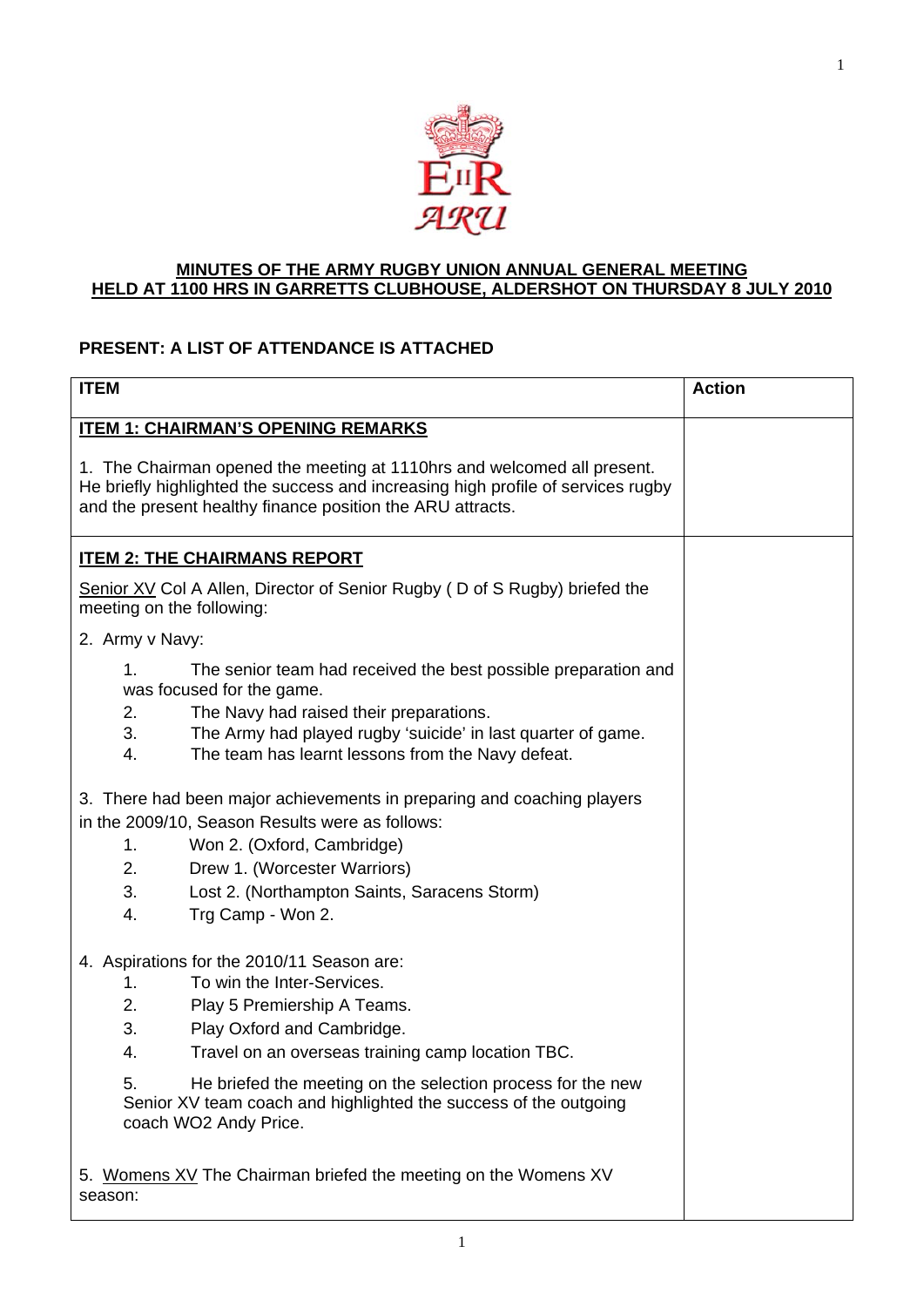**MINUTES OF THE ARMY RUGBY UNION ANNUAL GENERAL MEETING HELD AT 1100 HRS IN GARRETTS CLUBHOUSE, ALDERSHOT ON THURSDAY 8 JULY 2010**

**PRESENT: A LIST OF ATTENDANCE IS ATTACHED**

| ITEM | Action |
|---|---|
| **ITEM 1: CHAIRMAN'S OPENING REMARKS**<br><br>1. The Chairman opened the meeting at 1110hrs and welcomed all present. He briefly highlighted the success and increasing high profile of services rugby and the present healthy finance position the ARU attracts. | |
| **ITEM 2: THE CHAIRMANS REPORT**<br><br>Senior XV Col A Allen, Director of Senior Rugby ( D of S Rugby) briefed the meeting on the following:<br><br>2. Army v Navy:<br><br>1. The senior team had received the best possible preparation and was focused for the game.<br>2. The Navy had raised their preparations.<br>3. The Army had played rugby 'suicide' in last quarter of game.<br>4. The team has learnt lessons from the Navy defeat.<br><br>3. There had been major achievements in preparing and coaching players in the 2009/10, Season Results were as follows:<br>1. Won 2. (Oxford, Cambridge)<br>2. Drew 1. (Worcester Warriors)<br>3. Lost 2. (Northampton Saints, Saracens Storm)<br>4. Trg Camp - Won 2.<br><br>4. Aspirations for the 2010/11 Season are:<br>1. To win the Inter-Services.<br>2. Play 5 Premiership A Teams.<br>3. Play Oxford and Cambridge.<br>4. Travel on an overseas training camp location TBC.<br>5. He briefed the meeting on the selection process for the new Senior XV team coach and highlighted the success of the outgoing coach WO2 Andy Price.<br><br>5. Womens XV The Chairman briefed the meeting on the Womens XV season: | |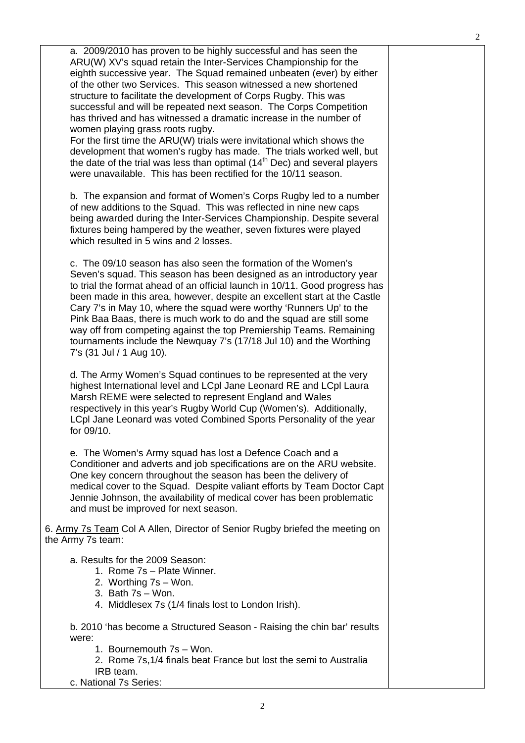a. 2009/2010 has proven to be highly successful and has seen the ARU(W) XV's squad retain the Inter-Services Championship for the eighth successive year. The Squad remained unbeaten (ever) by either of the other two Services. This season witnessed a new shortened structure to facilitate the development of Corps Rugby. This was successful and will be repeated next season. The Corps Competition has thrived and has witnessed a dramatic increase in the number of women playing grass roots rugby.
For the first time the ARU(W) trials were invitational which shows the development that women's rugby has made. The trials worked well, but the date of the trial was less than optimal (14th Dec) and several players were unavailable. This has been rectified for the 10/11 season.

b. The expansion and format of Women's Corps Rugby led to a number of new additions to the Squad. This was reflected in nine new caps being awarded during the Inter-Services Championship. Despite several fixtures being hampered by the weather, seven fixtures were played which resulted in 5 wins and 2 losses.

c. The 09/10 season has also seen the formation of the Women's Seven's squad. This season has been designed as an introductory year to trial the format ahead of an official launch in 10/11. Good progress has been made in this area, however, despite an excellent start at the Castle Cary 7's in May 10, where the squad were worthy 'Runners Up' to the Pink Baa Baas, there is much work to do and the squad are still some way off from competing against the top Premiership Teams. Remaining tournaments include the Newquay 7's (17/18 Jul 10) and the Worthing 7's (31 Jul / 1 Aug 10).

d. The Army Women's Squad continues to be represented at the very highest International level and LCpl Jane Leonard RE and LCpl Laura Marsh REME were selected to represent England and Wales respectively in this year's Rugby World Cup (Women's). Additionally, LCpl Jane Leonard was voted Combined Sports Personality of the year for 09/10.

e. The Women's Army squad has lost a Defence Coach and a Conditioner and adverts and job specifications are on the ARU website. One key concern throughout the season has been the delivery of medical cover to the Squad. Despite valiant efforts by Team Doctor Capt Jennie Johnson, the availability of medical cover has been problematic and must be improved for next season.

6. Army 7s Team Col A Allen, Director of Senior Rugby briefed the meeting on the Army 7s team:

a. Results for the 2009 Season:
1. Rome 7s – Plate Winner.
2. Worthing 7s – Won.
3. Bath 7s – Won.
4. Middlesex 7s (1/4 finals lost to London Irish).

b. 2010 'has become a Structured Season - Raising the chin bar' results were:
1. Bournemouth 7s – Won.
2. Rome 7s,1/4 finals beat France but lost the semi to Australia IRB team.

c. National 7s Series: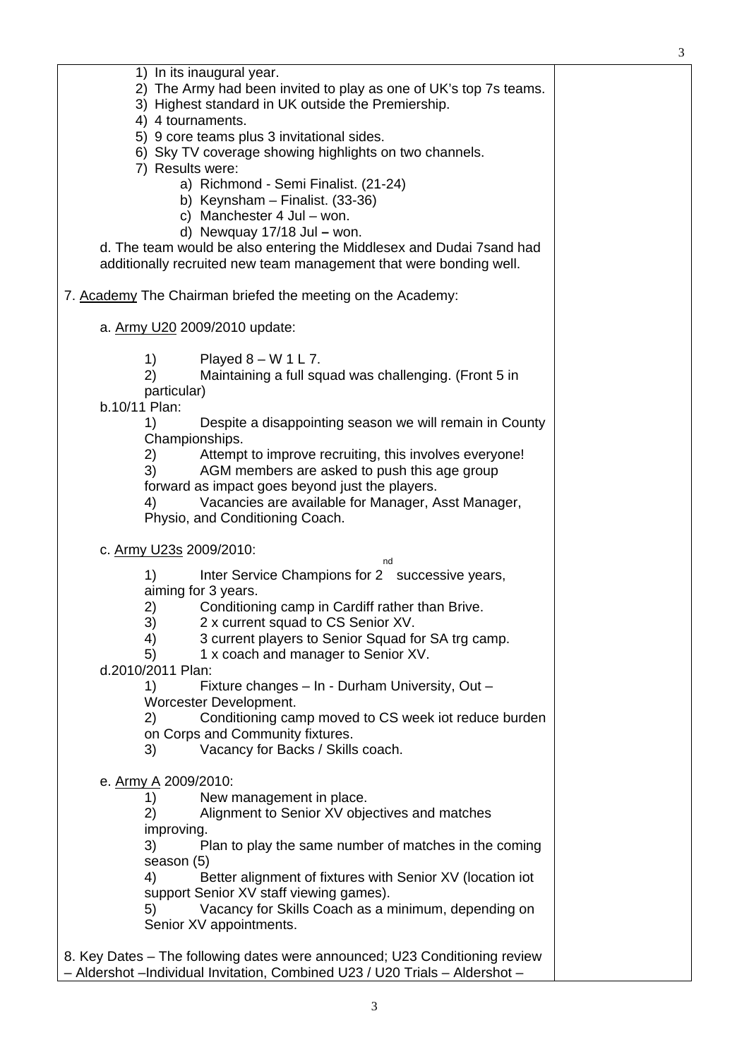1) In its inaugural year.
2) The Army had been invited to play as one of UK's top 7s teams.
3) Highest standard in UK outside the Premiership.
4) 4 tournaments.
5) 9 core teams plus 3 invitational sides.
6) Sky TV coverage showing highlights on two channels.
7) Results were:
    a) Richmond - Semi Finalist. (21-24)
    b) Keynsham – Finalist. (33-36)
    c) Manchester 4 Jul – won.
    d) Newquay 17/18 Jul – won.

d. The team would be also entering the Middlesex and Dudai 7sand had additionally recruited new team management that were bonding well.

7. Academy The Chairman briefed the meeting on the Academy:

a. Army U20 2009/2010 update:

1) Played 8 – W 1 L 7.
2) Maintaining a full squad was challenging. (Front 5 in particular)

b.10/11 Plan:

1) Despite a disappointing season we will remain in County Championships.
2) Attempt to improve recruiting, this involves everyone!
3) AGM members are asked to push this age group forward as impact goes beyond just the players.
4) Vacancies are available for Manager, Asst Manager, Physio, and Conditioning Coach.

c. Army U23s 2009/2010:

1) Inter Service Champions for 2nd successive years, aiming for 3 years.
2) Conditioning camp in Cardiff rather than Brive.
3) 2 x current squad to CS Senior XV.
4) 3 current players to Senior Squad for SA trg camp.
5) 1 x coach and manager to Senior XV.

d.2010/2011 Plan:

1) Fixture changes – In - Durham University, Out – Worcester Development.
2) Conditioning camp moved to CS week iot reduce burden on Corps and Community fixtures.
3) Vacancy for Backs / Skills coach.

e. Army A 2009/2010:

1) New management in place.
2) Alignment to Senior XV objectives and matches improving.
3) Plan to play the same number of matches in the coming season (5)
4) Better alignment of fixtures with Senior XV (location iot support Senior XV staff viewing games).
5) Vacancy for Skills Coach as a minimum, depending on Senior XV appointments.

8. Key Dates – The following dates were announced; U23 Conditioning review – Aldershot –Individual Invitation, Combined U23 / U20 Trials – Aldershot –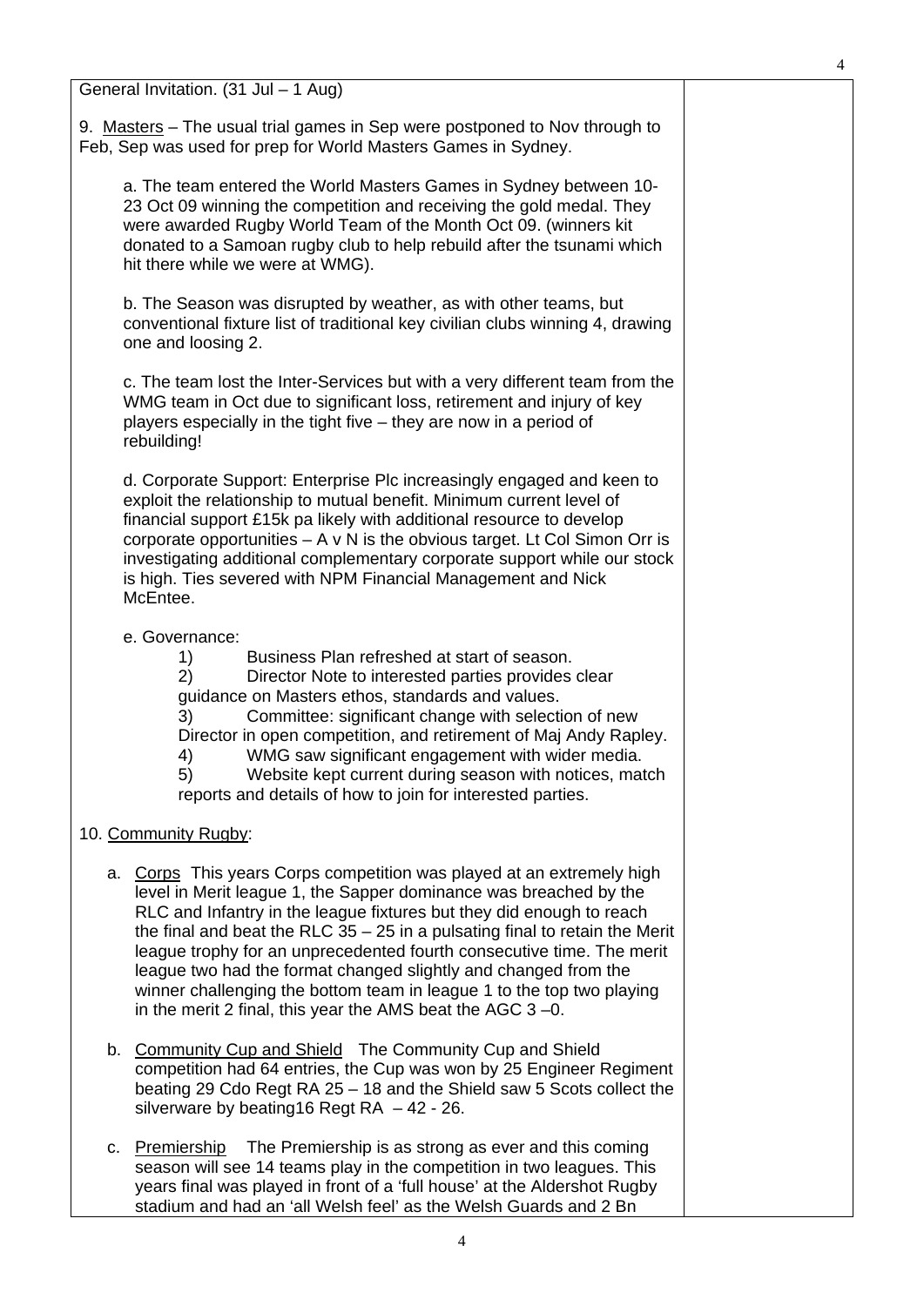General Invitation. (31 Jul – 1 Aug)

9. Masters – The usual trial games in Sep were postponed to Nov through to Feb, Sep was used for prep for World Masters Games in Sydney.

a. The team entered the World Masters Games in Sydney between 10-23 Oct 09 winning the competition and receiving the gold medal. They were awarded Rugby World Team of the Month Oct 09. (winners kit donated to a Samoan rugby club to help rebuild after the tsunami which hit there while we were at WMG).

b. The Season was disrupted by weather, as with other teams, but conventional fixture list of traditional key civilian clubs winning 4, drawing one and loosing 2.

c. The team lost the Inter-Services but with a very different team from the WMG team in Oct due to significant loss, retirement and injury of key players especially in the tight five – they are now in a period of rebuilding!

d. Corporate Support: Enterprise Plc increasingly engaged and keen to exploit the relationship to mutual benefit. Minimum current level of financial support £15k pa likely with additional resource to develop corporate opportunities – A v N is the obvious target. Lt Col Simon Orr is investigating additional complementary corporate support while our stock is high. Ties severed with NPM Financial Management and Nick McEntee.

e. Governance:

1) Business Plan refreshed at start of season.
2) Director Note to interested parties provides clear guidance on Masters ethos, standards and values.
3) Committee: significant change with selection of new Director in open competition, and retirement of Maj Andy Rapley.
4) WMG saw significant engagement with wider media.
5) Website kept current during season with notices, match reports and details of how to join for interested parties.

10. Community Rugby:

a. Corps This years Corps competition was played at an extremely high level in Merit league 1, the Sapper dominance was breached by the RLC and Infantry in the league fixtures but they did enough to reach the final and beat the RLC 35 – 25 in a pulsating final to retain the Merit league trophy for an unprecedented fourth consecutive time. The merit league two had the format changed slightly and changed from the winner challenging the bottom team in league 1 to the top two playing in the merit 2 final, this year the AMS beat the AGC 3 –0.

b. Community Cup and Shield The Community Cup and Shield competition had 64 entries, the Cup was won by 25 Engineer Regiment beating 29 Cdo Regt RA 25 – 18 and the Shield saw 5 Scots collect the silverware by beating16 Regt RA – 42 - 26.

c. Premiership The Premiership is as strong as ever and this coming season will see 14 teams play in the competition in two leagues. This years final was played in front of a 'full house' at the Aldershot Rugby stadium and had an 'all Welsh feel' as the Welsh Guards and 2 Bn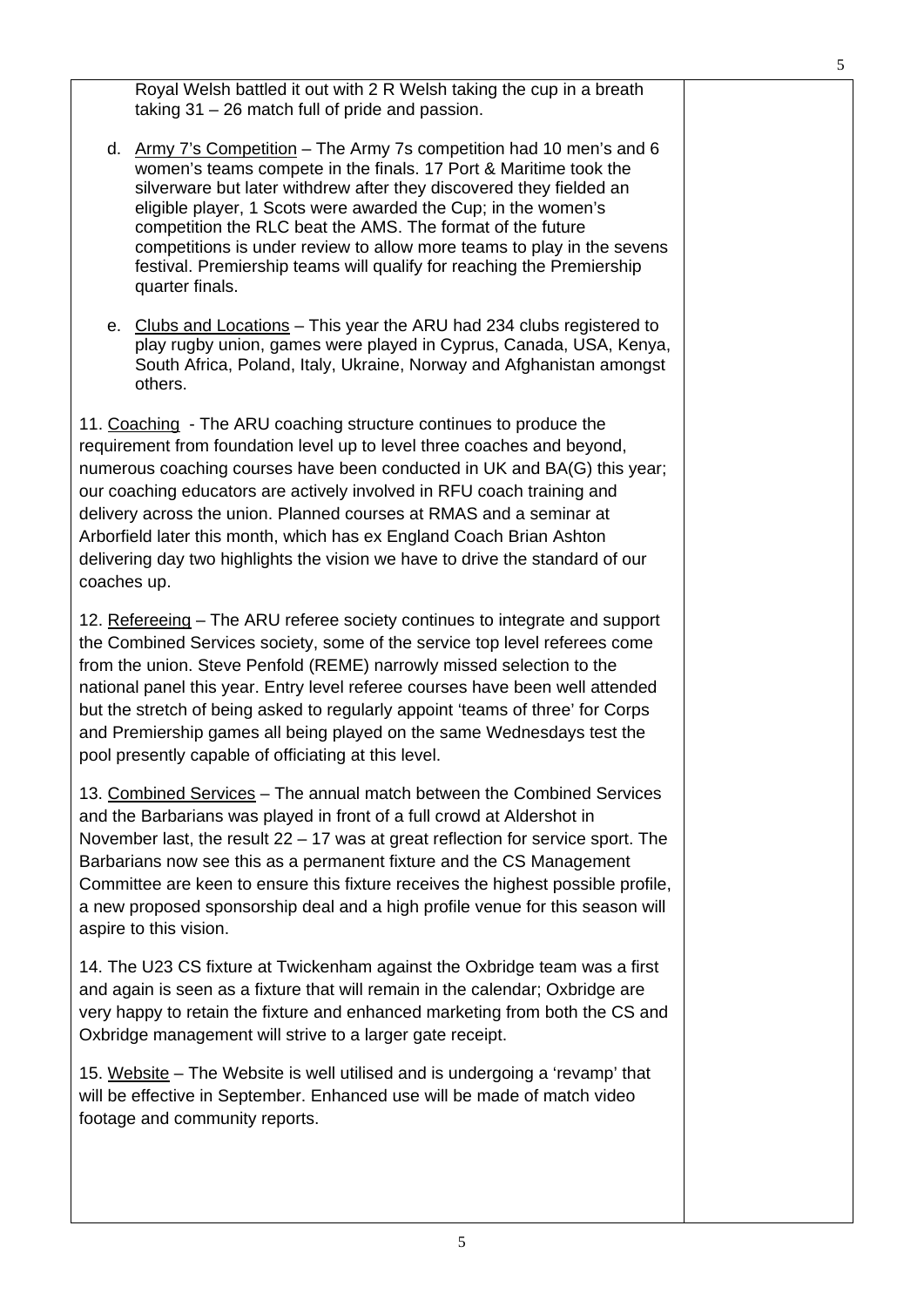Royal Welsh battled it out with 2 R Welsh taking the cup in a breath taking 31 – 26 match full of pride and passion.

d. <u>Army 7's Competition</u> – The Army 7s competition had 10 men's and 6 women's teams compete in the finals. 17 Port & Maritime took the silverware but later withdrew after they discovered they fielded an eligible player, 1 Scots were awarded the Cup; in the women's competition the RLC beat the AMS. The format of the future competitions is under review to allow more teams to play in the sevens festival. Premiership teams will qualify for reaching the Premiership quarter finals.

e. <u>Clubs and Locations</u> – This year the ARU had 234 clubs registered to play rugby union, games were played in Cyprus, Canada, USA, Kenya, South Africa, Poland, Italy, Ukraine, Norway and Afghanistan amongst others.

11. <u>Coaching</u> - The ARU coaching structure continues to produce the requirement from foundation level up to level three coaches and beyond, numerous coaching courses have been conducted in UK and BA(G) this year; our coaching educators are actively involved in RFU coach training and delivery across the union. Planned courses at RMAS and a seminar at Arborfield later this month, which has ex England Coach Brian Ashton delivering day two highlights the vision we have to drive the standard of our coaches up.

12. <u>Refereeing</u> – The ARU referee society continues to integrate and support the Combined Services society, some of the service top level referees come from the union. Steve Penfold (REME) narrowly missed selection to the national panel this year. Entry level referee courses have been well attended but the stretch of being asked to regularly appoint 'teams of three' for Corps and Premiership games all being played on the same Wednesdays test the pool presently capable of officiating at this level.

13. <u>Combined Services</u> – The annual match between the Combined Services and the Barbarians was played in front of a full crowd at Aldershot in November last, the result 22 – 17 was at great reflection for service sport. The Barbarians now see this as a permanent fixture and the CS Management Committee are keen to ensure this fixture receives the highest possible profile, a new proposed sponsorship deal and a high profile venue for this season will aspire to this vision.

14. The U23 CS fixture at Twickenham against the Oxbridge team was a first and again is seen as a fixture that will remain in the calendar; Oxbridge are very happy to retain the fixture and enhanced marketing from both the CS and Oxbridge management will strive to a larger gate receipt.

15. <u>Website</u> – The Website is well utilised and is undergoing a 'revamp' that will be effective in September. Enhanced use will be made of match video footage and community reports.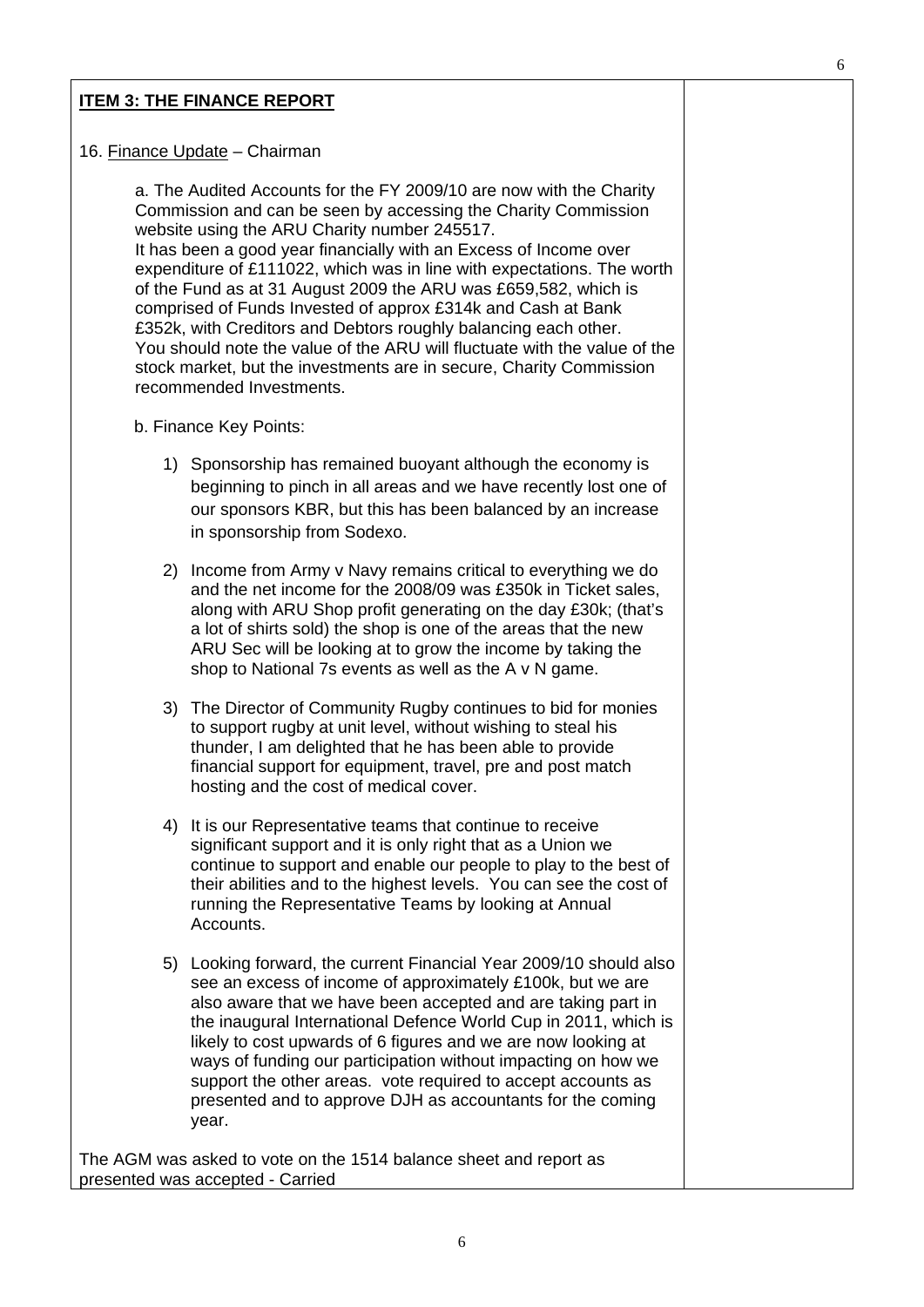**ITEM 3: THE FINANCE REPORT**

16. Finance Update – Chairman

a. The Audited Accounts for the FY 2009/10 are now with the Charity Commission and can be seen by accessing the Charity Commission website using the ARU Charity number 245517.
It has been a good year financially with an Excess of Income over expenditure of £111022, which was in line with expectations. The worth of the Fund as at 31 August 2009 the ARU was £659,582, which is comprised of Funds Invested of approx £314k and Cash at Bank £352k, with Creditors and Debtors roughly balancing each other.
You should note the value of the ARU will fluctuate with the value of the stock market, but the investments are in secure, Charity Commission recommended Investments.

b. Finance Key Points:

1) Sponsorship has remained buoyant although the economy is beginning to pinch in all areas and we have recently lost one of our sponsors KBR, but this has been balanced by an increase in sponsorship from Sodexo.

2) Income from Army v Navy remains critical to everything we do and the net income for the 2008/09 was £350k in Ticket sales, along with ARU Shop profit generating on the day £30k; (that's a lot of shirts sold) the shop is one of the areas that the new ARU Sec will be looking at to grow the income by taking the shop to National 7s events as well as the A v N game.

3) The Director of Community Rugby continues to bid for monies to support rugby at unit level, without wishing to steal his thunder, I am delighted that he has been able to provide financial support for equipment, travel, pre and post match hosting and the cost of medical cover.

4) It is our Representative teams that continue to receive significant support and it is only right that as a Union we continue to support and enable our people to play to the best of their abilities and to the highest levels. You can see the cost of running the Representative Teams by looking at Annual Accounts.

5) Looking forward, the current Financial Year 2009/10 should also see an excess of income of approximately £100k, but we are also aware that we have been accepted and are taking part in the inaugural International Defence World Cup in 2011, which is likely to cost upwards of 6 figures and we are now looking at ways of funding our participation without impacting on how we support the other areas. vote required to accept accounts as presented and to approve DJH as accountants for the coming year.

The AGM was asked to vote on the 1514 balance sheet and report as presented was accepted - Carried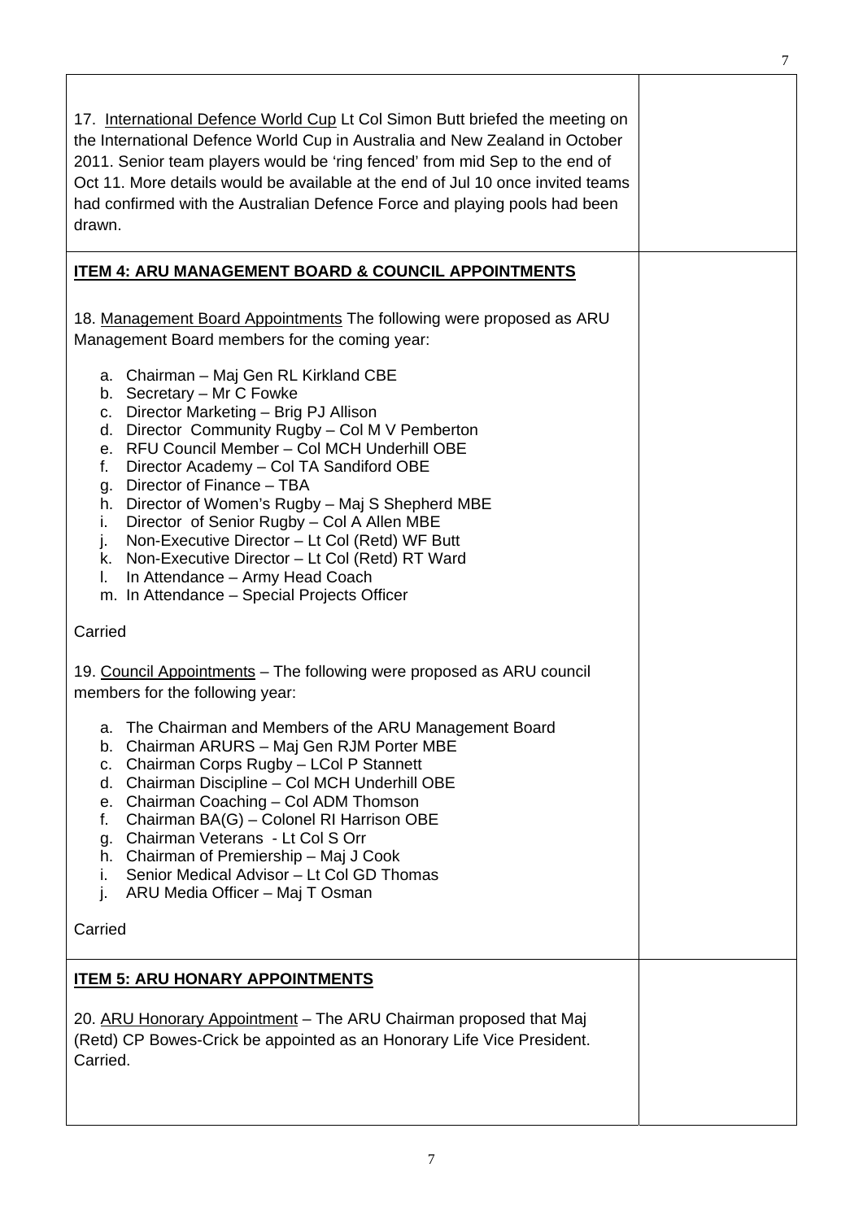17. International Defence World Cup Lt Col Simon Butt briefed the meeting on the International Defence World Cup in Australia and New Zealand in October 2011. Senior team players would be 'ring fenced' from mid Sep to the end of Oct 11. More details would be available at the end of Jul 10 once invited teams had confirmed with the Australian Defence Force and playing pools had been drawn.

**ITEM 4: ARU MANAGEMENT BOARD & COUNCIL APPOINTMENTS**

18. Management Board Appointments The following were proposed as ARU Management Board members for the coming year:

a. Chairman – Maj Gen RL Kirkland CBE
b. Secretary – Mr C Fowke
c. Director Marketing – Brig PJ Allison
d. Director Community Rugby – Col M V Pemberton
e. RFU Council Member – Col MCH Underhill OBE
f. Director Academy – Col TA Sandiford OBE
g. Director of Finance – TBA
h. Director of Women's Rugby – Maj S Shepherd MBE
i. Director of Senior Rugby – Col A Allen MBE
j. Non-Executive Director – Lt Col (Retd) WF Butt
k. Non-Executive Director – Lt Col (Retd) RT Ward
l. In Attendance – Army Head Coach
m. In Attendance – Special Projects Officer

Carried

19. Council Appointments – The following were proposed as ARU council members for the following year:

a. The Chairman and Members of the ARU Management Board
b. Chairman ARURS – Maj Gen RJM Porter MBE
c. Chairman Corps Rugby – LCol P Stannett
d. Chairman Discipline – Col MCH Underhill OBE
e. Chairman Coaching – Col ADM Thomson
f. Chairman BA(G) – Colonel RI Harrison OBE
g. Chairman Veterans - Lt Col S Orr
h. Chairman of Premiership – Maj J Cook
i. Senior Medical Advisor – Lt Col GD Thomas
j. ARU Media Officer – Maj T Osman

Carried

**ITEM 5: ARU HONARY APPOINTMENTS**

20. ARU Honorary Appointment – The ARU Chairman proposed that Maj (Retd) CP Bowes-Crick be appointed as an Honorary Life Vice President. Carried.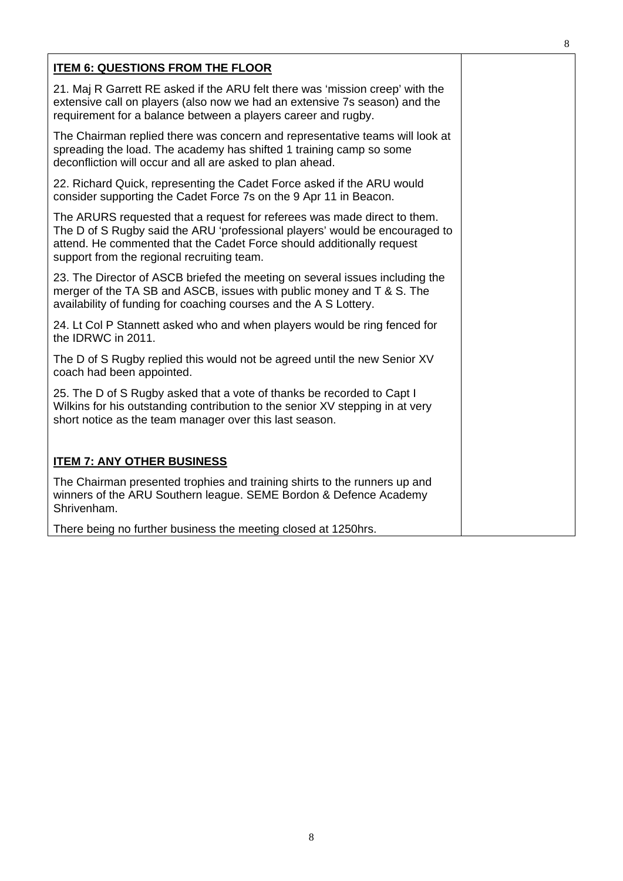**ITEM 6: QUESTIONS FROM THE FLOOR**

21. Maj R Garrett RE asked if the ARU felt there was 'mission creep' with the extensive call on players (also now we had an extensive 7s season) and the requirement for a balance between a players career and rugby.

The Chairman replied there was concern and representative teams will look at spreading the load. The academy has shifted 1 training camp so some deconfliction will occur and all are asked to plan ahead.

22. Richard Quick, representing the Cadet Force asked if the ARU would consider supporting the Cadet Force 7s on the 9 Apr 11 in Beacon.

The ARURS requested that a request for referees was made direct to them. The D of S Rugby said the ARU 'professional players' would be encouraged to attend. He commented that the Cadet Force should additionally request support from the regional recruiting team.

23. The Director of ASCB briefed the meeting on several issues including the merger of the TA SB and ASCB, issues with public money and T & S. The availability of funding for coaching courses and the A S Lottery.

24. Lt Col P Stannett asked who and when players would be ring fenced for the IDRWC in 2011.

The D of S Rugby replied this would not be agreed until the new Senior XV coach had been appointed.

25. The D of S Rugby asked that a vote of thanks be recorded to Capt I Wilkins for his outstanding contribution to the senior XV stepping in at very short notice as the team manager over this last season.

**ITEM 7: ANY OTHER BUSINESS**

The Chairman presented trophies and training shirts to the runners up and winners of the ARU Southern league. SEME Bordon & Defence Academy Shrivenham.

There being no further business the meeting closed at 1250hrs.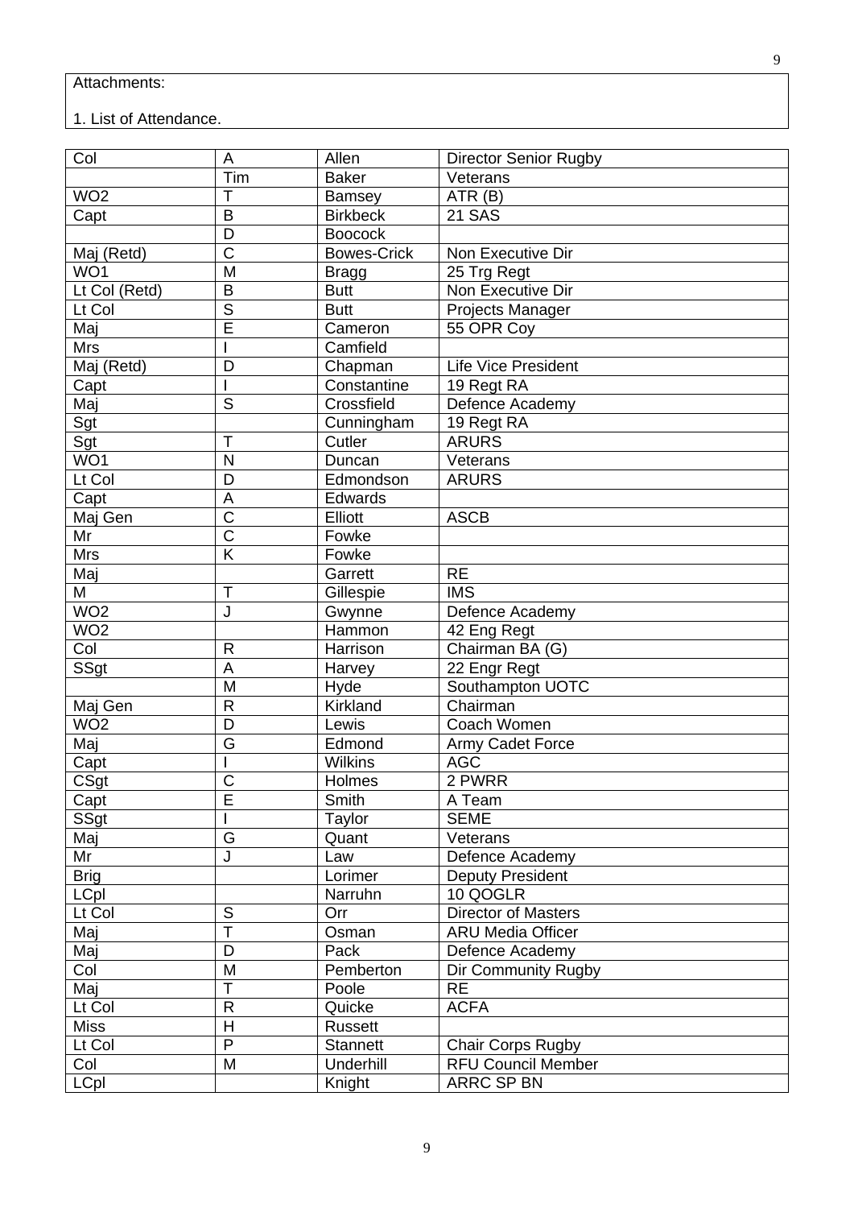Attachments:

1. List of Attendance.

| | | | |
|---|---|---|---|
| Col | A | Allen | Director Senior Rugby |
| | Tim | Baker | Veterans |
| WO2 | T | Bamsey | ATR (B) |
| Capt | B | Birkbeck | 21 SAS |
| | D | Boocock | |
| Maj (Retd) | C | Bowes-Crick | Non Executive Dir |
| WO1 | M | Bragg | 25 Trg Regt |
| Lt Col (Retd) | B | Butt | Non Executive Dir |
| Lt Col | S | Butt | Projects Manager |
| Maj | E | Cameron | 55 OPR Coy |
| Mrs | I | Camfield | |
| Maj (Retd) | D | Chapman | Life Vice President |
| Capt | I | Constantine | 19 Regt RA |
| Maj | S | Crossfield | Defence Academy |
| Sgt | | Cunningham | 19 Regt RA |
| Sgt | T | Cutler | ARURS |
| WO1 | N | Duncan | Veterans |
| Lt Col | D | Edmondson | ARURS |
| Capt | A | Edwards | |
| Maj Gen | C | Elliott | ASCB |
| Mr | C | Fowke | |
| Mrs | K | Fowke | |
| Maj | | Garrett | RE |
| M | T | Gillespie | IMS |
| WO2 | J | Gwynne | Defence Academy |
| WO2 | | Hammon | 42 Eng Regt |
| Col | R | Harrison | Chairman BA (G) |
| SSgt | A | Harvey | 22 Engr Regt |
| | M | Hyde | Southampton UOTC |
| Maj Gen | R | Kirkland | Chairman |
| WO2 | D | Lewis | Coach Women |
| Maj | G | Edmond | Army Cadet Force |
| Capt | I | Wilkins | AGC |
| CSgt | C | Holmes | 2 PWRR |
| Capt | E | Smith | A Team |
| SSgt | I | Taylor | SEME |
| Maj | G | Quant | Veterans |
| Mr | J | Law | Defence Academy |
| Brig | | Lorimer | Deputy President |
| LCpl | | Narruhn | 10 QOGLR |
| Lt Col | S | Orr | Director of Masters |
| Maj | T | Osman | ARU Media Officer |
| Maj | D | Pack | Defence Academy |
| Col | M | Pemberton | Dir Community Rugby |
| Maj | T | Poole | RE |
| Lt Col | R | Quicke | ACFA |
| Miss | H | Russett | |
| Lt Col | P | Stannett | Chair Corps Rugby |
| Col | M | Underhill | RFU Council Member |
| LCpl | | Knight | ARRC SP BN |